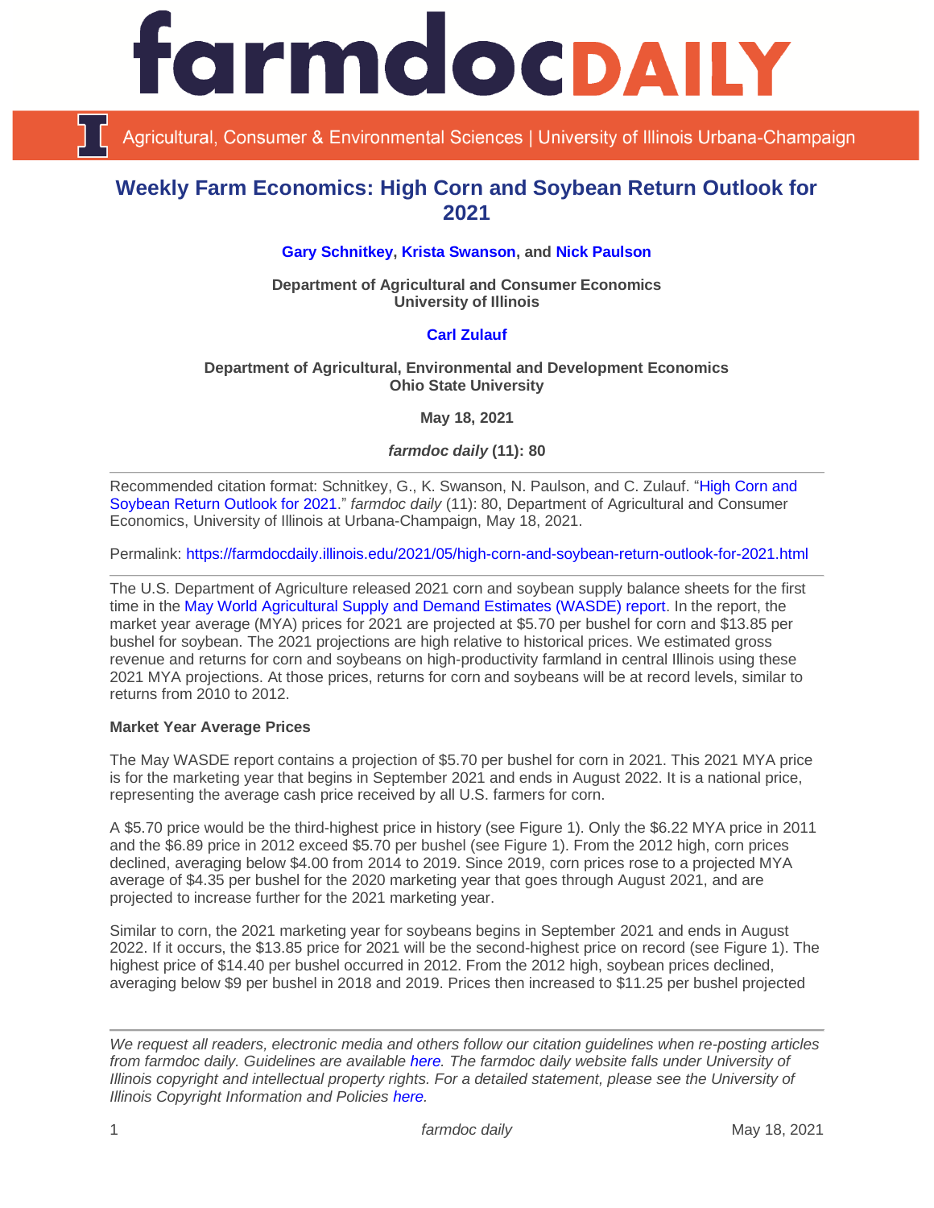# farmdoc DAILY

Agricultural, Consumer & Environmental Sciences | University of Illinois Urbana-Champaign

## Weekly Farm Economics: High Corn and Soybean Return Outlook for 2021

**Gary Schnitkey, Krista Swanson, and Nick Paulson**

**Department of Agricultural and Consumer Economics**
**University of Illinois**

**Carl Zulauf**

**Department of Agricultural, Environmental and Development Economics**
**Ohio State University**

**May 18, 2021**

***farmdoc daily* (11): 80**

---

Recommended citation format: Schnitkey, G., K. Swanson, N. Paulson, and C. Zulauf. "High Corn and Soybean Return Outlook for 2021." *farmdoc daily* (11): 80, Department of Agricultural and Consumer Economics, University of Illinois at Urbana-Champaign, May 18, 2021.

Permalink: https://farmdocdaily.illinois.edu/2021/05/high-corn-and-soybean-return-outlook-for-2021.html

---

The U.S. Department of Agriculture released 2021 corn and soybean supply balance sheets for the first time in the May World Agricultural Supply and Demand Estimates (WASDE) report. In the report, the market year average (MYA) prices for 2021 are projected at $5.70 per bushel for corn and $13.85 per bushel for soybean. The 2021 projections are high relative to historical prices. We estimated gross revenue and returns for corn and soybeans on high-productivity farmland in central Illinois using these 2021 MYA projections. At those prices, returns for corn and soybeans will be at record levels, similar to returns from 2010 to 2012.

**Market Year Average Prices**

The May WASDE report contains a projection of $5.70 per bushel for corn in 2021. This 2021 MYA price is for the marketing year that begins in September 2021 and ends in August 2022. It is a national price, representing the average cash price received by all U.S. farmers for corn.

A $5.70 price would be the third-highest price in history (see Figure 1). Only the $6.22 MYA price in 2011 and the $6.89 price in 2012 exceed $5.70 per bushel (see Figure 1). From the 2012 high, corn prices declined, averaging below $4.00 from 2014 to 2019. Since 2019, corn prices rose to a projected MYA average of $4.35 per bushel for the 2020 marketing year that goes through August 2021, and are projected to increase further for the 2021 marketing year.

Similar to corn, the 2021 marketing year for soybeans begins in September 2021 and ends in August 2022. If it occurs, the $13.85 price for 2021 will be the second-highest price on record (see Figure 1). The highest price of $14.40 per bushel occurred in 2012. From the 2012 high, soybean prices declined, averaging below $9 per bushel in 2018 and 2019. Prices then increased to $11.25 per bushel projected

---

*We request all readers, electronic media and others follow our citation guidelines when re-posting articles from farmdoc daily. Guidelines are available here. The farmdoc daily website falls under University of Illinois copyright and intellectual property rights. For a detailed statement, please see the University of Illinois Copyright Information and Policies here.*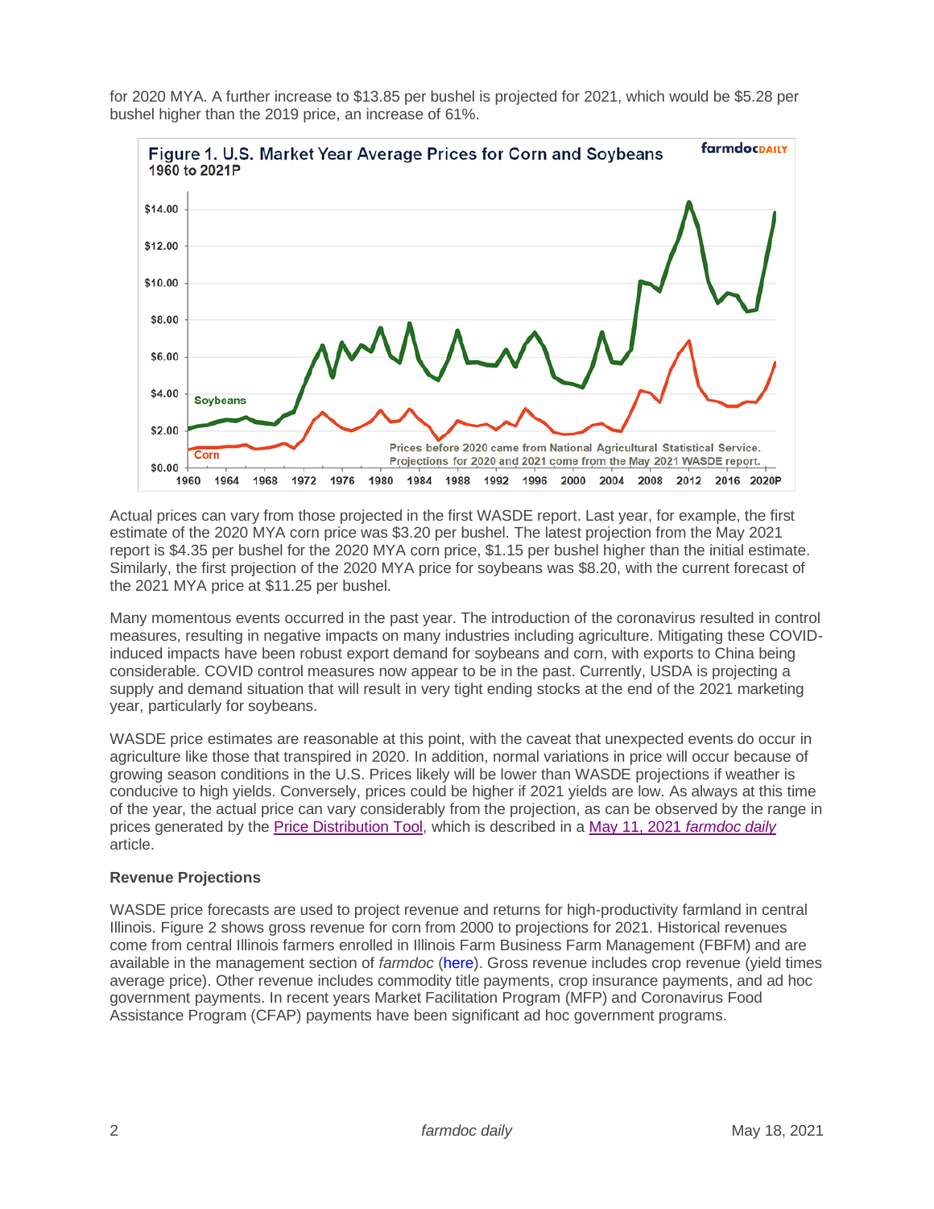for 2020 MYA. A further increase to $13.85 per bushel is projected for 2021, which would be $5.28 per bushel higher than the 2019 price, an increase of 61%.

**Figure 1. U.S. Market Year Average Prices for Corn and Soybeans**
1960 to 2021P

Prices before 2020 came from National Agricultural Statistical Service. Projections for 2020 and 2021 come from the May 2021 WASDE report.

Actual prices can vary from those projected in the first WASDE report. Last year, for example, the first estimate of the 2020 MYA corn price was $3.20 per bushel. The latest projection from the May 2021 report is $4.35 per bushel for the 2020 MYA corn price, $1.15 per bushel higher than the initial estimate. Similarly, the first projection of the 2020 MYA price for soybeans was $8.20, with the current forecast of the 2021 MYA price at $11.25 per bushel.

Many momentous events occurred in the past year. The introduction of the coronavirus resulted in control measures, resulting in negative impacts on many industries including agriculture. Mitigating these COVID-induced impacts have been robust export demand for soybeans and corn, with exports to China being considerable. COVID control measures now appear to be in the past. Currently, USDA is projecting a supply and demand situation that will result in very tight ending stocks at the end of the 2021 marketing year, particularly for soybeans.

WASDE price estimates are reasonable at this point, with the caveat that unexpected events do occur in agriculture like those that transpired in 2020. In addition, normal variations in price will occur because of growing season conditions in the U.S. Prices likely will be lower than WASDE projections if weather is conducive to high yields. Conversely, prices could be higher if 2021 yields are low. As always at this time of the year, the actual price can vary considerably from the projection, as can be observed by the range in prices generated by the Price Distribution Tool, which is described in a May 11, 2021 *farmdoc daily* article.

**Revenue Projections**

WASDE price forecasts are used to project revenue and returns for high-productivity farmland in central Illinois. Figure 2 shows gross revenue for corn from 2000 to projections for 2021. Historical revenues come from central Illinois farmers enrolled in Illinois Farm Business Farm Management (FBFM) and are available in the management section of *farmdoc* (here). Gross revenue includes crop revenue (yield times average price). Other revenue includes commodity title payments, crop insurance payments, and ad hoc government payments. In recent years Market Facilitation Program (MFP) and Coronavirus Food Assistance Program (CFAP) payments have been significant ad hoc government programs.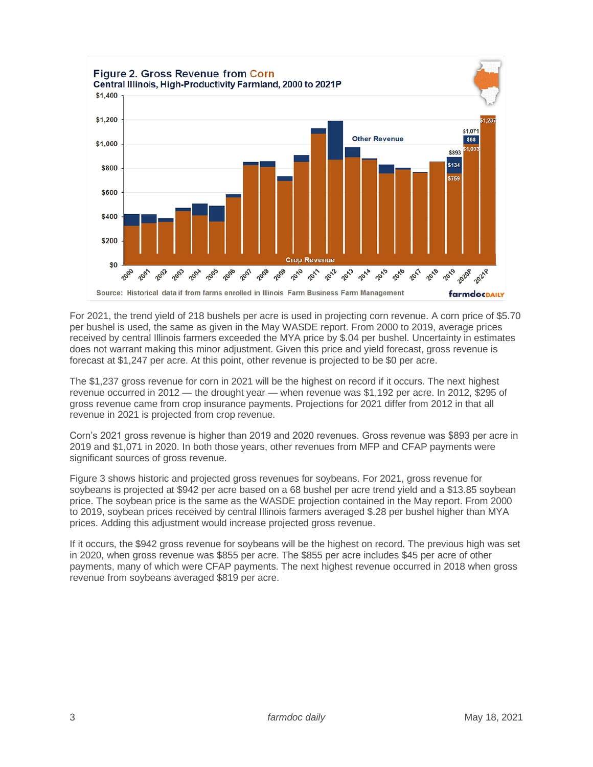**Figure 2. Gross Revenue from Corn**
**Central Illinois, High-Productivity Farmland, 2000 to 2021P**

Source: Historical data if from farms enrolled in Illinois Farm Business Farm Management

For 2021, the trend yield of 218 bushels per acre is used in projecting corn revenue. A corn price of $5.70 per bushel is used, the same as given in the May WASDE report. From 2000 to 2019, average prices received by central Illinois farmers exceeded the MYA price by $.04 per bushel. Uncertainty in estimates does not warrant making this minor adjustment. Given this price and yield forecast, gross revenue is forecast at $1,247 per acre. At this point, other revenue is projected to be $0 per acre.

The $1,237 gross revenue for corn in 2021 will be the highest on record if it occurs. The next highest revenue occurred in 2012 — the drought year — when revenue was $1,192 per acre. In 2012, $295 of gross revenue came from crop insurance payments. Projections for 2021 differ from 2012 in that all revenue in 2021 is projected from crop revenue.

Corn's 2021 gross revenue is higher than 2019 and 2020 revenues. Gross revenue was $893 per acre in 2019 and $1,071 in 2020. In both those years, other revenues from MFP and CFAP payments were significant sources of gross revenue.

Figure 3 shows historic and projected gross revenues for soybeans. For 2021, gross revenue for soybeans is projected at $942 per acre based on a 68 bushel per acre trend yield and a $13.85 soybean price. The soybean price is the same as the WASDE projection contained in the May report. From 2000 to 2019, soybean prices received by central Illinois farmers averaged $.28 per bushel higher than MYA prices. Adding this adjustment would increase projected gross revenue.

If it occurs, the $942 gross revenue for soybeans will be the highest on record. The previous high was set in 2020, when gross revenue was $855 per acre. The $855 per acre includes $45 per acre of other payments, many of which were CFAP payments. The next highest revenue occurred in 2018 when gross revenue from soybeans averaged $819 per acre.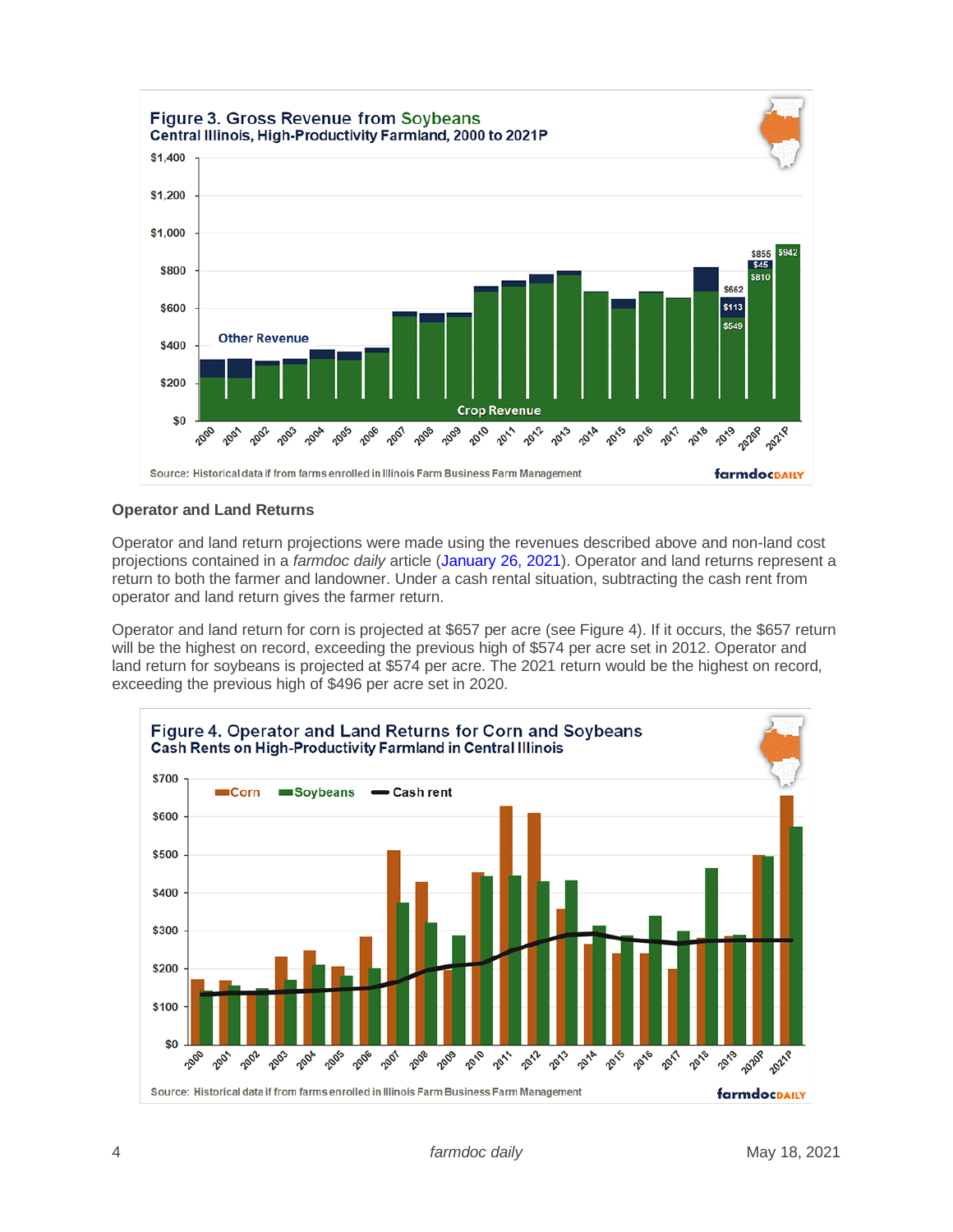**Figure 3. Gross Revenue from Soybeans**
**Central Illinois, High-Productivity Farmland, 2000 to 2021P**

Source: Historical data if from farms enrolled in Illinois Farm Business Farm Management

### Operator and Land Returns

Operator and land return projections were made using the revenues described above and non-land cost projections contained in a *farmdoc daily* article (January 26, 2021). Operator and land returns represent a return to both the farmer and landowner. Under a cash rental situation, subtracting the cash rent from operator and land return gives the farmer return.

Operator and land return for corn is projected at $657 per acre (see Figure 4). If it occurs, the $657 return will be the highest on record, exceeding the previous high of $574 per acre set in 2012. Operator and land return for soybeans is projected at $574 per acre. The 2021 return would be the highest on record, exceeding the previous high of $496 per acre set in 2020.

**Figure 4. Operator and Land Returns for Corn and Soybeans**
**Cash Rents on High-Productivity Farmland in Central Illinois**

Source: Historical data if from farms enrolled in Illinois Farm Business Farm Management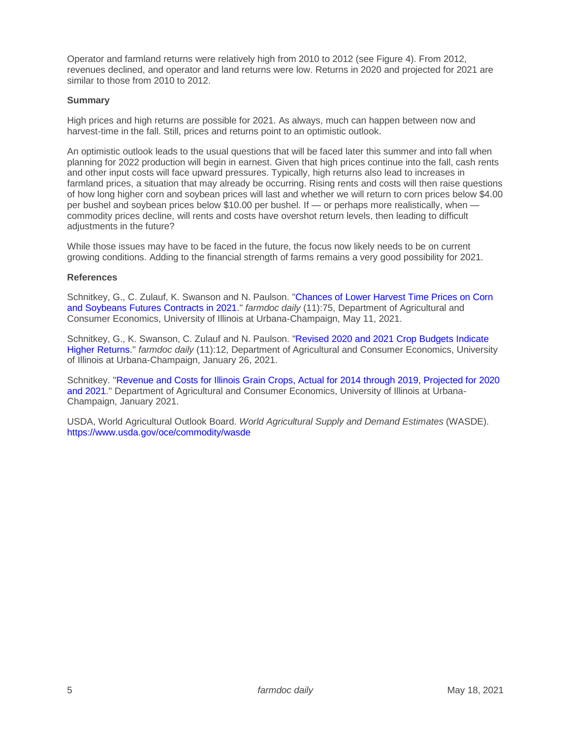Operator and farmland returns were relatively high from 2010 to 2012 (see Figure 4). From 2012, revenues declined, and operator and land returns were low. Returns in 2020 and projected for 2021 are similar to those from 2010 to 2012.

**Summary**

High prices and high returns are possible for 2021. As always, much can happen between now and harvest-time in the fall. Still, prices and returns point to an optimistic outlook.

An optimistic outlook leads to the usual questions that will be faced later this summer and into fall when planning for 2022 production will begin in earnest. Given that high prices continue into the fall, cash rents and other input costs will face upward pressures. Typically, high returns also lead to increases in farmland prices, a situation that may already be occurring. Rising rents and costs will then raise questions of how long higher corn and soybean prices will last and whether we will return to corn prices below $4.00 per bushel and soybean prices below $10.00 per bushel. If — or perhaps more realistically, when — commodity prices decline, will rents and costs have overshot return levels, then leading to difficult adjustments in the future?

While those issues may have to be faced in the future, the focus now likely needs to be on current growing conditions. Adding to the financial strength of farms remains a very good possibility for 2021.

**References**

Schnitkey, G., C. Zulauf, K. Swanson and N. Paulson. "Chances of Lower Harvest Time Prices on Corn and Soybeans Futures Contracts in 2021." *farmdoc daily* (11):75, Department of Agricultural and Consumer Economics, University of Illinois at Urbana-Champaign, May 11, 2021.

Schnitkey, G., K. Swanson, C. Zulauf and N. Paulson. "Revised 2020 and 2021 Crop Budgets Indicate Higher Returns." *farmdoc daily* (11):12, Department of Agricultural and Consumer Economics, University of Illinois at Urbana-Champaign, January 26, 2021.

Schnitkey. "Revenue and Costs for Illinois Grain Crops, Actual for 2014 through 2019, Projected for 2020 and 2021." Department of Agricultural and Consumer Economics, University of Illinois at Urbana-Champaign, January 2021.

USDA, World Agricultural Outlook Board. *World Agricultural Supply and Demand Estimates* (WASDE). https://www.usda.gov/oce/commodity/wasde